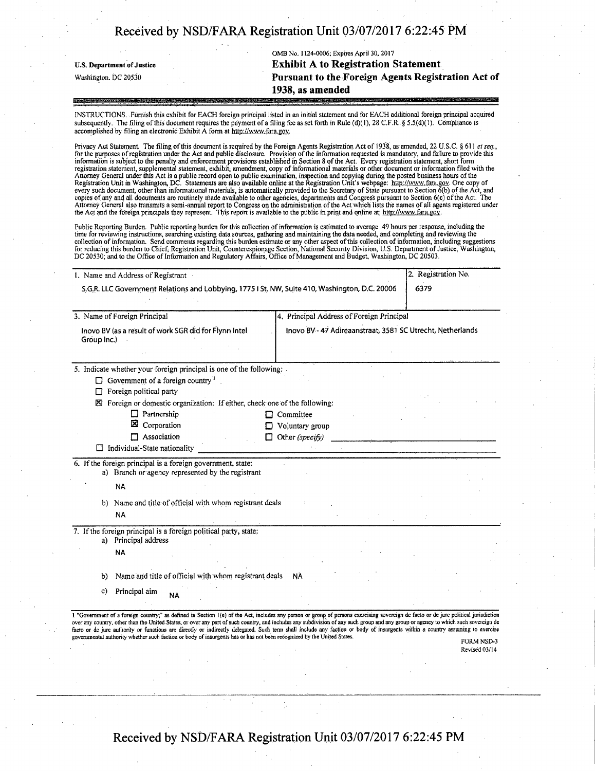U.S. Department of Justice
Washington, DC 20530

OMB No. 1124-0006; Expires April 30, 2017

# Exhibit A to Registration Statement Pursuant to the Foreign Agents Registration Act of 1938, as amended

INSTRUCTIONS. Furnish this exhibit for EACH foreign principal listed in an initial statement and for EACH additional foreign principal acquired subsequently. The filing of this document requires the payment of a filing fee as set forth in Rule (d)(1), 28 C.F.R. § 5.5(d)(1). Compliance is accomplished by filing an electronic Exhibit A form at http://www.fara.gov.

Privacy Act Statement. The filing of this document is required by the Foreign Agents Registration Act of 1938, as amended, 22 U.S.C. § 611 *et seq.*, for the purposes of registration under the Act and public disclosure. Provision of the information requested is mandatory, and failure to provide this information is subject to the penalty and enforcement provisions established in Section 8 of the Act. Every registration statement, short form registration statement, supplemental statement, exhibit, amendment, copy of informational materials or other document or information filed with the Attorney General under this Act is a public record open to public examination, inspection and copying during the posted business hours of the Registration Unit in Washington, DC. Statements are also available online at the Registration Unit's webpage: http://www.fara.gov. One copy of every such document, other than informational materials, is automatically provided to the Secretary of State pursuant to Section 6(b) of the Act, and copies of any and all documents are routinely made available to other agencies, departments and Congress pursuant to Section 6(c) of the Act. The Attorney General also transmits a semi-annual report to Congress on the administration of the Act which lists the names of all agents registered under the Act and the foreign principals they represent. This report is available to the public in print and online at: http://www.fara.gov.

Public Reporting Burden. Public reporting burden for this collection of information is estimated to average .49 hours per response, including the time for reviewing instructions, searching existing data sources, gathering and maintaining the data needed, and completing and reviewing the collection of information. Send comments regarding this burden estimate or any other aspect of this collection of information, including suggestions for reducing this burden to Chief, Registration Unit, Counterespionage Section, National Security Division, U.S. Department of Justice, Washington, DC 20530; and to the Office of Information and Regulatory Affairs, Office of Management and Budget, Washington, DC 20503.

| 1. Name and Address of Registrant | 2. Registration No. |
|---|---|
| S.G.R. LLC Government Relations and Lobbying, 1775 I St. NW, Suite 410, Washington, D.C. 20006 | 6379 |

| 3. Name of Foreign Principal | 4. Principal Address of Foreign Principal |
|---|---|
| Inovo BV (as a result of work SGR did for Flynn Intel Group Inc.) | Inovo BV - 47 Adireaanstraat, 3581 SC Utrecht, Netherlands |

5. Indicate whether your foreign principal is one of the following:

- ☐ Government of a foreign country [1]
- ☐ Foreign political party
- ☒ Foreign or domestic organization: If either, check one of the following:
  - ☐ Partnership
  - ☒ Corporation
  - ☐ Association
  - ☐ Committee
  - ☐ Voluntary group
  - ☐ Other *(specify)*
- ☐ Individual-State nationality

6. If the foreign principal is a foreign government, state:

a) Branch or agency represented by the registrant

NA

b) Name and title of official with whom registrant deals

NA

7. If the foreign principal is a foreign political party, state:

a) Principal address

NA

b) Name and title of official with whom registrant deals NA

c) Principal aim NA

[1] "Government of a foreign country," as defined in Section 1(e) of the Act, includes any person or group of persons exercising sovereign de facto or de jure political jurisdiction over any country, other than the United States, or over any part of such country, and includes any subdivision of any such group and any group or agency to which such sovereign de facto or de jure authority or functions are directly or indirectly delegated. Such term shall include any faction or body of insurgents within a country assuming to exercise governmental authority whether such faction or body of insurgents has or has not been recognized by the United States.

FORM NSD-3
Revised 03/14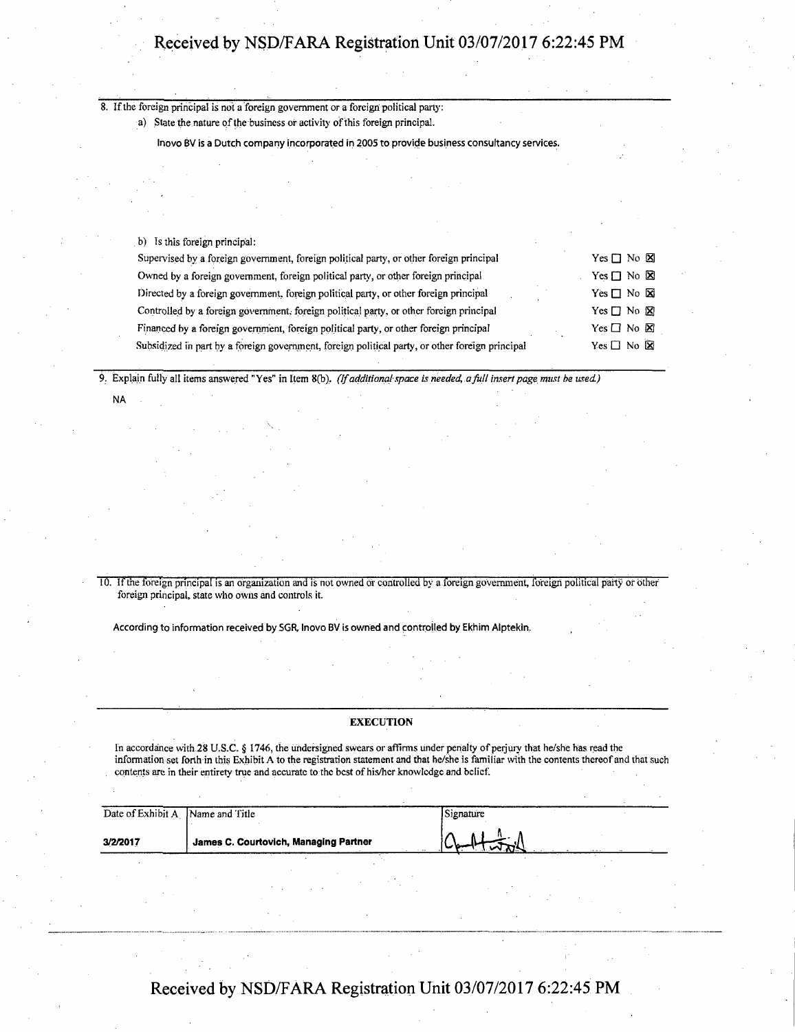8. If the foreign principal is not a foreign government or a foreign political party:

   a) State the nature of the business or activity of this foreign principal.

   Inovo BV is a Dutch company incorporated in 2005 to provide business consultancy services.

   b) Is this foreign principal:

| | |
|---|---|
| Supervised by a foreign government, foreign political party, or other foreign principal | Yes ☐ No ☒ |
| Owned by a foreign government, foreign political party, or other foreign principal | Yes ☐ No ☒ |
| Directed by a foreign government, foreign political party, or other foreign principal | Yes ☐ No ☒ |
| Controlled by a foreign government, foreign political party, or other foreign principal | Yes ☐ No ☒ |
| Financed by a foreign government, foreign political party, or other foreign principal | Yes ☐ No ☒ |
| Subsidized in part by a foreign government, foreign political party, or other foreign principal | Yes ☐ No ☒ |

9. Explain fully all items answered "Yes" in Item 8(b). *(If additional space is needed, a full insert page must be used.)*

NA

10. If the foreign principal is an organization and is not owned or controlled by a foreign government, foreign political party or other foreign principal, state who owns and controls it.

According to information received by SGR, Inovo BV is owned and controlled by Ekhim Alptekin.

## EXECUTION

In accordance with 28 U.S.C. § 1746, the undersigned swears or affirms under penalty of perjury that he/she has read the information set forth in this Exhibit A to the registration statement and that he/she is familiar with the contents thereof and that such contents are in their entirety true and accurate to the best of his/her knowledge and belief.

| Date of Exhibit A | Name and Title | Signature |
|---|---|---|
| 3/2/2017 | James C. Courtovich, Managing Partner | [signature] |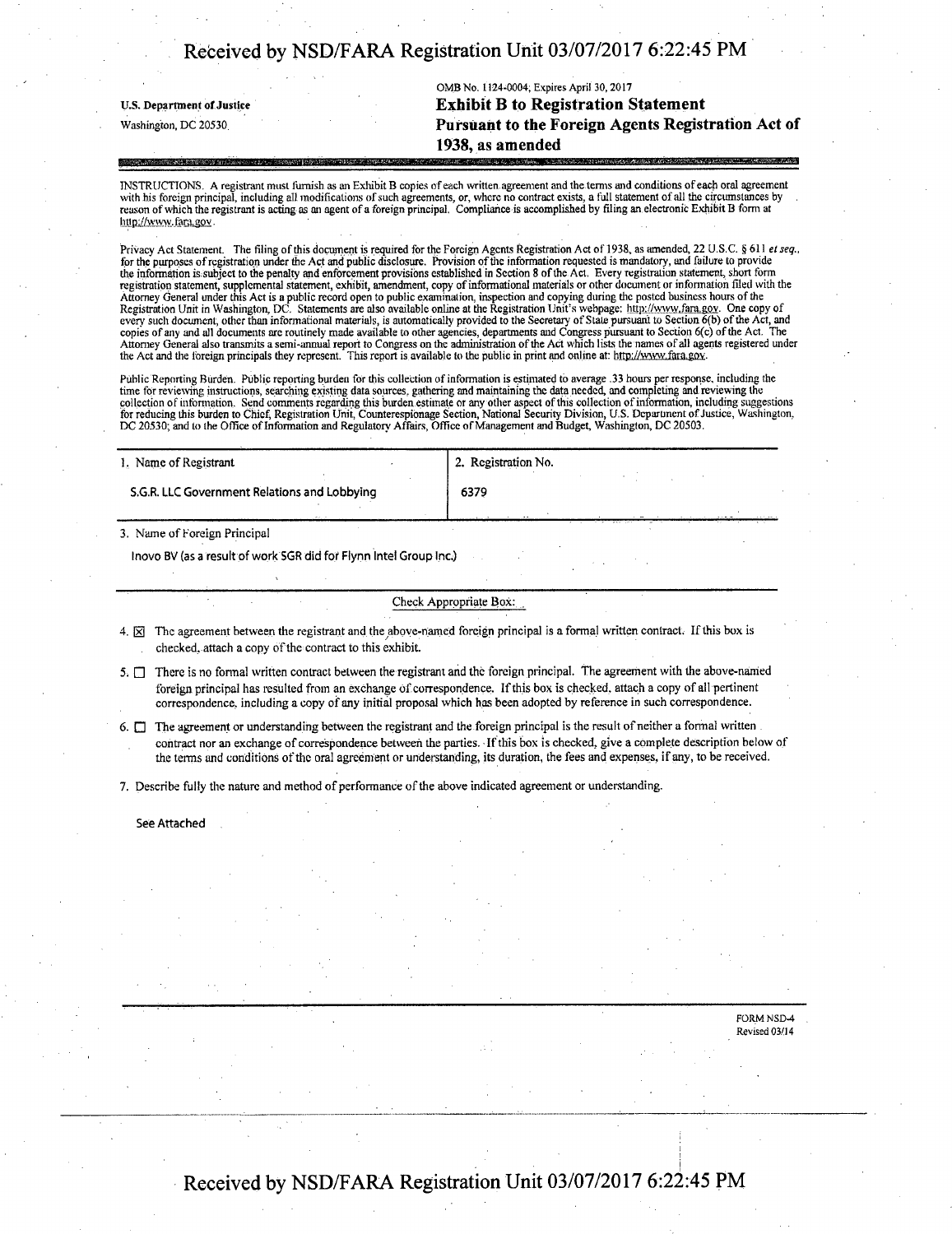Received by NSD/FARA Registration Unit 03/07/2017 6:22:45 PM

U.S. Department of Justice
Washington, DC 20530

OMB No. 1124-0004; Expires April 30, 2017

# Exhibit B to Registration Statement Pursuant to the Foreign Agents Registration Act of 1938, as amended

INSTRUCTIONS. A registrant must furnish as an Exhibit B copies of each written agreement and the terms and conditions of each oral agreement with his foreign principal, including all modifications of such agreements, or, where no contract exists, a full statement of all the circumstances by reason of which the registrant is acting as an agent of a foreign principal. Compliance is accomplished by filing an electronic Exhibit B form at http://www.fara.gov.

Privacy Act Statement. The filing of this document is required for the Foreign Agents Registration Act of 1938, as amended, 22 U.S.C. § 611 *et seq.*, for the purposes of registration under the Act and public disclosure. Provision of the information requested is mandatory, and failure to provide the information is subject to the penalty and enforcement provisions established in Section 8 of the Act. Every registration statement, short form registration statement, supplemental statement, exhibit, amendment, copy of informational materials or other document or information filed with the Attorney General under this Act is a public record open to public examination, inspection and copying during the posted business hours of the Registration Unit in Washington, DC. Statements are also available online at the Registration Unit's webpage: http://www.fara.gov. One copy of every such document, other than informational materials, is automatically provided to the Secretary of State pursuant to Section 6(b) of the Act, and copies of any and all documents are routinely made available to other agencies, departments and Congress pursuant to Section 6(c) of the Act. The Attorney General also transmits a semi-annual report to Congress on the administration of the Act which lists the names of all agents registered under the Act and the foreign principals they represent. This report is available to the public in print and online at: http://www.fara.gov.

Public Reporting Burden. Public reporting burden for this collection of information is estimated to average .33 hours per response, including the time for reviewing instructions, searching existing data sources, gathering and maintaining the data needed, and completing and reviewing the collection of information. Send comments regarding this burden estimate or any other aspect of this collection of information, including suggestions for reducing this burden to Chief, Registration Unit, Counterespionage Section, National Security Division, U.S. Department of Justice, Washington, DC 20530; and to the Office of Information and Regulatory Affairs, Office of Management and Budget, Washington, DC 20503.

| 1. Name of Registrant | 2. Registration No. |
|---|---|
| S.G.R. LLC Government Relations and Lobbying | 6379 |

3. Name of Foreign Principal

Inovo BV (as a result of work SGR did for Flynn Intel Group Inc.)

Check Appropriate Box:

4. ☒ The agreement between the registrant and the above-named foreign principal is a formal written contract. If this box is checked, attach a copy of the contract to this exhibit.

5. ☐ There is no formal written contract between the registrant and the foreign principal. The agreement with the above-named foreign principal has resulted from an exchange of correspondence. If this box is checked, attach a copy of all pertinent correspondence, including a copy of any initial proposal which has been adopted by reference in such correspondence.

6. ☐ The agreement or understanding between the registrant and the foreign principal is the result of neither a formal written contract nor an exchange of correspondence between the parties. If this box is checked, give a complete description below of the terms and conditions of the oral agreement or understanding, its duration, the fees and expenses, if any, to be received.

7. Describe fully the nature and method of performance of the above indicated agreement or understanding.

See Attached

FORM NSD-4
Revised 03/14

Received by NSD/FARA Registration Unit 03/07/2017 6:22:45 PM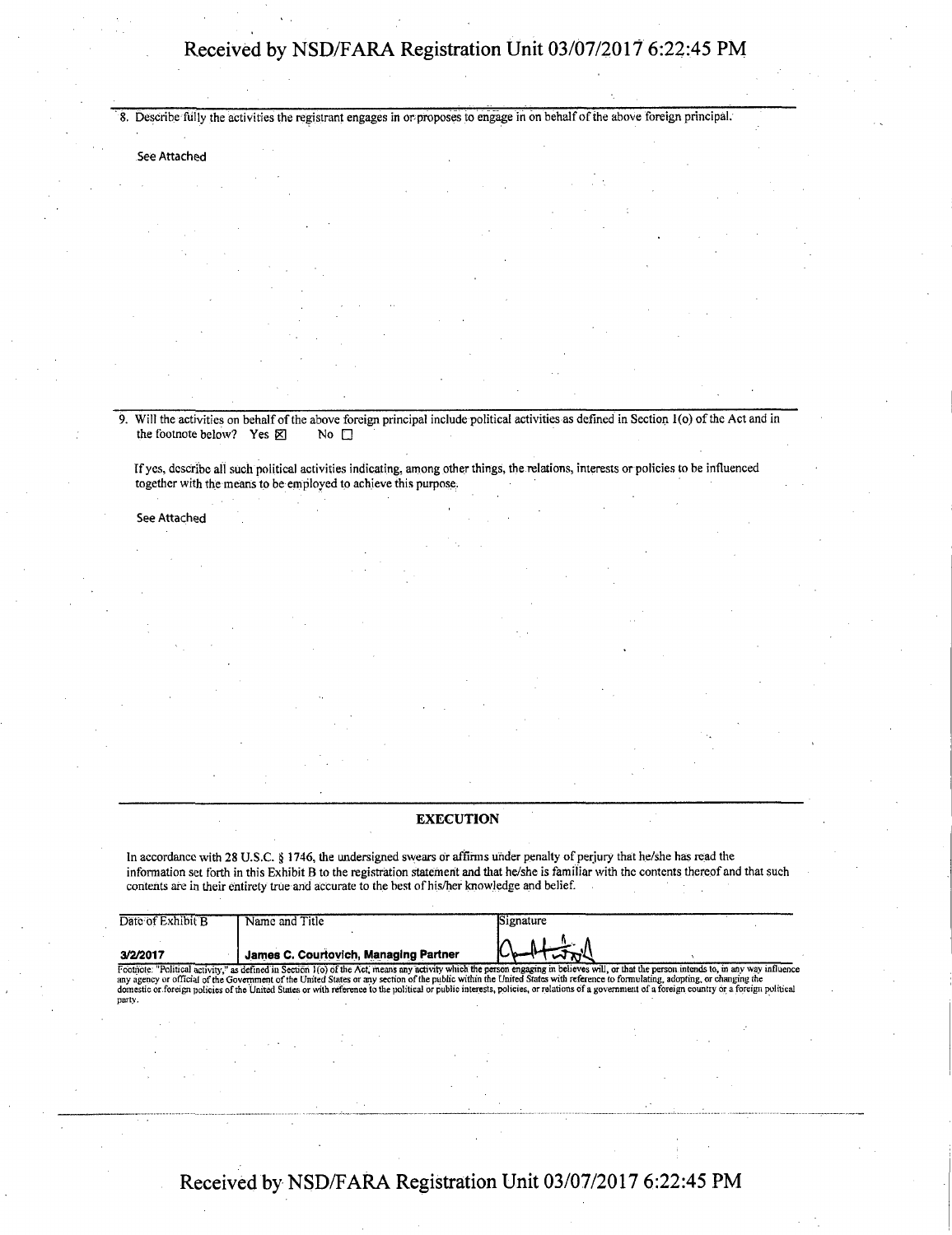8. Describe fully the activities the registrant engages in or proposes to engage in on behalf of the above foreign principal.

See Attached

9. Will the activities on behalf of the above foreign principal include political activities as defined in Section 1(o) of the Act and in the footnote below? Yes ☒ No ☐

If yes, describe all such political activities indicating, among other things, the relations, interests or policies to be influenced together with the means to be employed to achieve this purpose.

See Attached

**EXECUTION**

In accordance with 28 U.S.C. § 1746, the undersigned swears or affirms under penalty of perjury that he/she has read the information set forth in this Exhibit B to the registration statement and that he/she is familiar with the contents thereof and that such contents are in their entirety true and accurate to the best of his/her knowledge and belief.

| Date of Exhibit B | Name and Title | Signature |
|---|---|---|
| 3/2/2017 | James C. Courtovich, Managing Partner | [signature] |

Footnote: "Political activity," as defined in Section 1(o) of the Act, means any activity which the person engaging in believes will, or that the person intends to, in any way influence any agency or official of the Government of the United States or any section of the public within the United States with reference to formulating, adopting, or changing the domestic or foreign policies of the United States or with reference to the political or public interests, policies, or relations of a government of a foreign country or a foreign political party.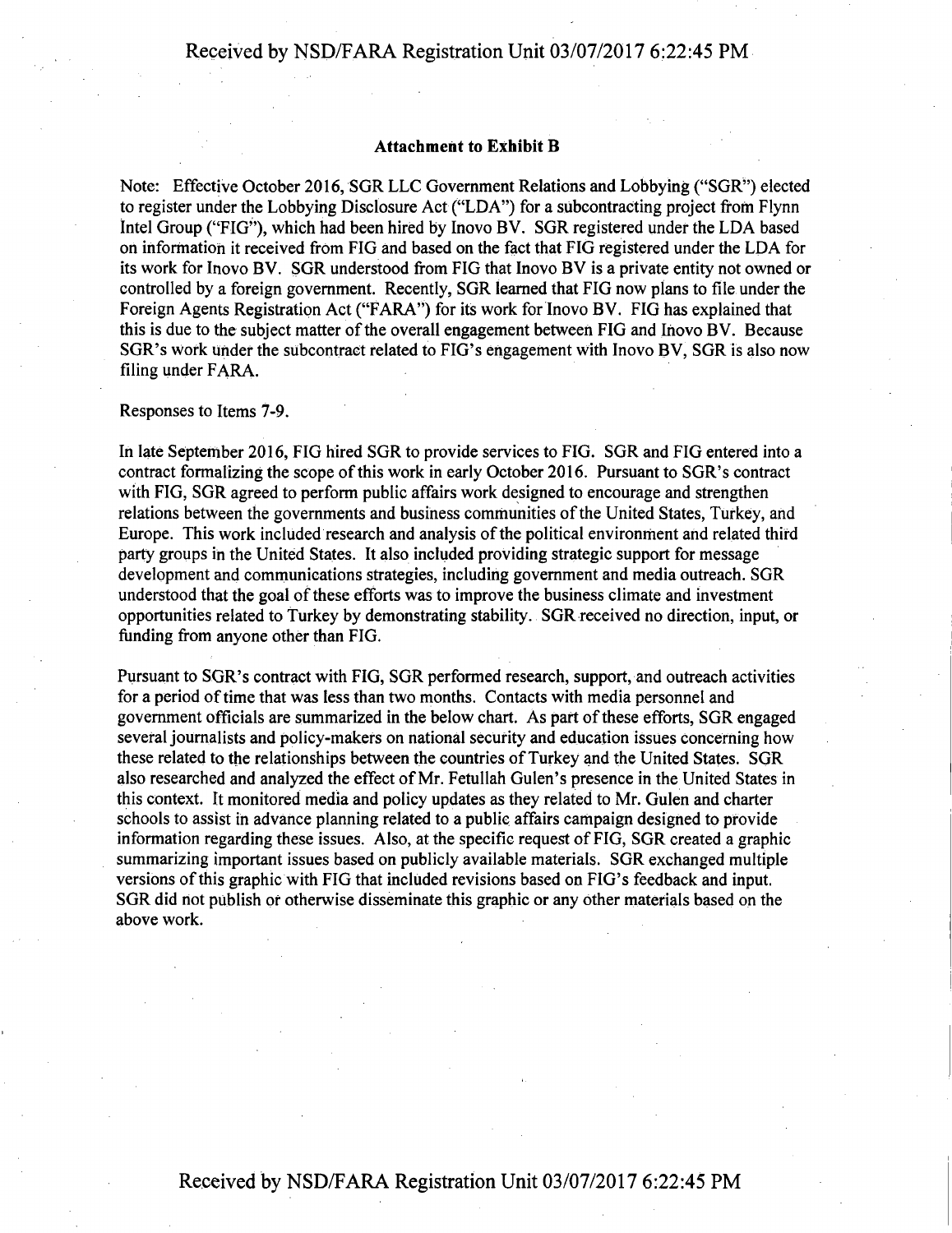## Attachment to Exhibit B

Note: Effective October 2016, SGR LLC Government Relations and Lobbying ("SGR") elected to register under the Lobbying Disclosure Act ("LDA") for a subcontracting project from Flynn Intel Group ("FIG"), which had been hired by Inovo BV. SGR registered under the LDA based on information it received from FIG and based on the fact that FIG registered under the LDA for its work for Inovo BV. SGR understood from FIG that Inovo BV is a private entity not owned or controlled by a foreign government. Recently, SGR learned that FIG now plans to file under the Foreign Agents Registration Act ("FARA") for its work for Inovo BV. FIG has explained that this is due to the subject matter of the overall engagement between FIG and Inovo BV. Because SGR's work under the subcontract related to FIG's engagement with Inovo BV, SGR is also now filing under FARA.

Responses to Items 7-9.

In late September 2016, FIG hired SGR to provide services to FIG. SGR and FIG entered into a contract formalizing the scope of this work in early October 2016. Pursuant to SGR's contract with FIG, SGR agreed to perform public affairs work designed to encourage and strengthen relations between the governments and business communities of the United States, Turkey, and Europe. This work included research and analysis of the political environment and related third party groups in the United States. It also included providing strategic support for message development and communications strategies, including government and media outreach. SGR understood that the goal of these efforts was to improve the business climate and investment opportunities related to Turkey by demonstrating stability. SGR received no direction, input, or funding from anyone other than FIG.

Pursuant to SGR's contract with FIG, SGR performed research, support, and outreach activities for a period of time that was less than two months. Contacts with media personnel and government officials are summarized in the below chart. As part of these efforts, SGR engaged several journalists and policy-makers on national security and education issues concerning how these related to the relationships between the countries of Turkey and the United States. SGR also researched and analyzed the effect of Mr. Fetullah Gulen's presence in the United States in this context. It monitored media and policy updates as they related to Mr. Gulen and charter schools to assist in advance planning related to a public affairs campaign designed to provide information regarding these issues. Also, at the specific request of FIG, SGR created a graphic summarizing important issues based on publicly available materials. SGR exchanged multiple versions of this graphic with FIG that included revisions based on FIG's feedback and input. SGR did not publish or otherwise disseminate this graphic or any other materials based on the above work.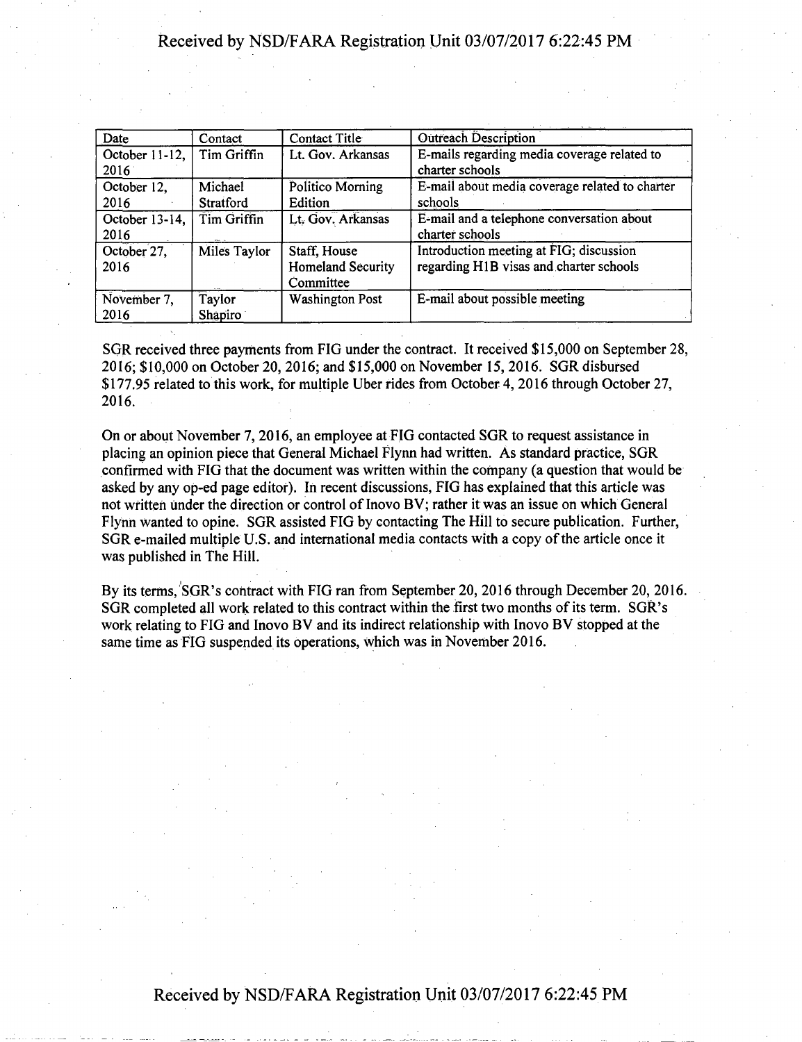| Date | Contact | Contact Title | Outreach Description |
|---|---|---|---|
| October 11-12, 2016 | Tim Griffin | Lt. Gov. Arkansas | E-mails regarding media coverage related to charter schools |
| October 12, 2016 | Michael Stratford | Politico Morning Edition | E-mail about media coverage related to charter schools |
| October 13-14, 2016 | Tim Griffin | Lt. Gov. Arkansas | E-mail and a telephone conversation about charter schools |
| October 27, 2016 | Miles Taylor | Staff, House Homeland Security Committee | Introduction meeting at FIG; discussion regarding H1B visas and charter schools |
| November 7, 2016 | Taylor Shapiro | Washington Post | E-mail about possible meeting |

SGR received three payments from FIG under the contract. It received $15,000 on September 28, 2016; $10,000 on October 20, 2016; and $15,000 on November 15, 2016. SGR disbursed $177.95 related to this work, for multiple Uber rides from October 4, 2016 through October 27, 2016.

On or about November 7, 2016, an employee at FIG contacted SGR to request assistance in placing an opinion piece that General Michael Flynn had written. As standard practice, SGR confirmed with FIG that the document was written within the company (a question that would be asked by any op-ed page editor). In recent discussions, FIG has explained that this article was not written under the direction or control of Inovo BV; rather it was an issue on which General Flynn wanted to opine. SGR assisted FIG by contacting The Hill to secure publication. Further, SGR e-mailed multiple U.S. and international media contacts with a copy of the article once it was published in The Hill.

By its terms, SGR's contract with FIG ran from September 20, 2016 through December 20, 2016. SGR completed all work related to this contract within the first two months of its term. SGR's work relating to FIG and Inovo BV and its indirect relationship with Inovo BV stopped at the same time as FIG suspended its operations, which was in November 2016.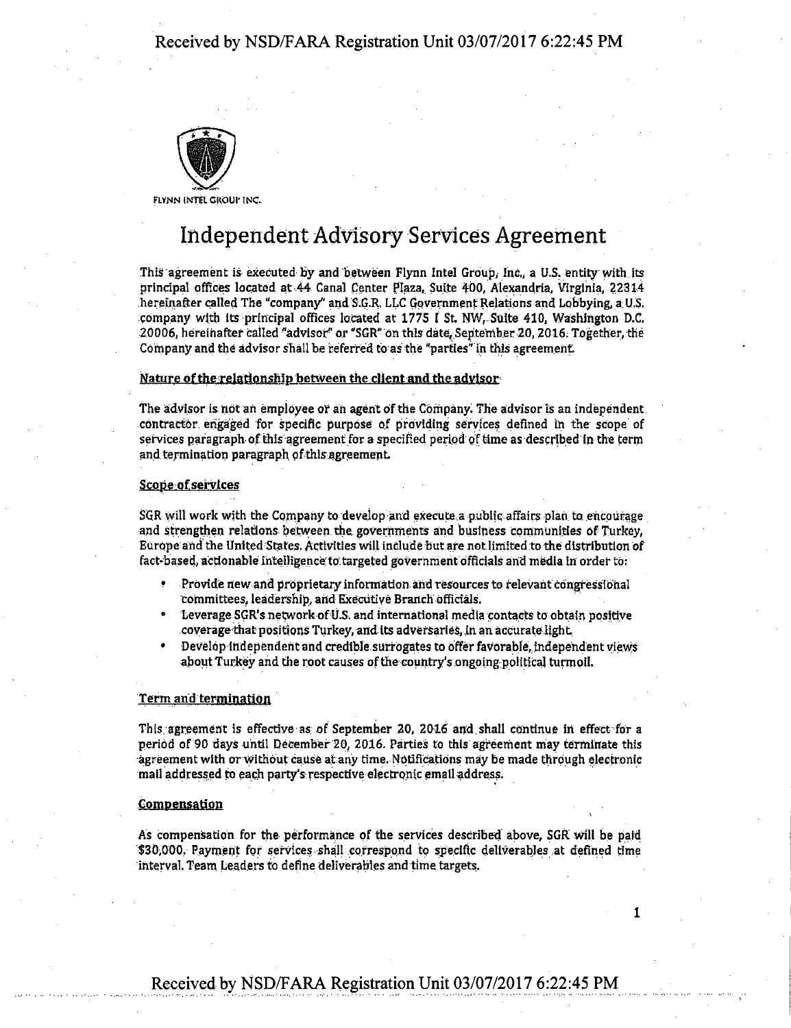FLYNN INTEL GROUP INC.

# Independent Advisory Services Agreement

This agreement is executed by and between Flynn Intel Group, Inc., a U.S. entity with its principal offices located at 44 Canal Center Plaza, Suite 400, Alexandria, Virginia, 22314 hereinafter called The "company" and S.G.R. LLC Government Relations and Lobbying, a U.S. company with its principal offices located at 1775 I St. NW, Suite 410, Washington D.C. 20006, hereinafter called "advisor" or "SGR" on this date, September 20, 2016. Together, the Company and the advisor shall be referred to as the "parties" in this agreement.

**Nature of the relationship between the client and the advisor**

The advisor is not an employee or an agent of the Company. The advisor is an independent contractor engaged for specific purpose of providing services defined in the scope of services paragraph of this agreement for a specified period of time as described in the term and termination paragraph of this agreement.

**Scope of services**

SGR will work with the Company to develop and execute a public affairs plan to encourage and strengthen relations between the governments and business communities of Turkey, Europe and the United States. Activities will include but are not limited to the distribution of fact-based, actionable intelligence to targeted government officials and media in order to:

- Provide new and proprietary information and resources to relevant congressional committees, leadership, and Executive Branch officials.
- Leverage SGR's network of U.S. and international media contacts to obtain positive coverage that positions Turkey, and its adversaries, in an accurate light.
- Develop independent and credible surrogates to offer favorable, independent views about Turkey and the root causes of the country's ongoing political turmoil.

**Term and termination**

This agreement is effective as of September 20, 2016 and shall continue in effect for a period of 90 days until December 20, 2016. Parties to this agreement may terminate this agreement with or without cause at any time. Notifications may be made through electronic mail addressed to each party's respective electronic email address.

**Compensation**

As compensation for the performance of the services described above, SGR will be paid $30,000. Payment for services shall correspond to specific deliverables at defined time interval. Team Leaders to define deliverables and time targets.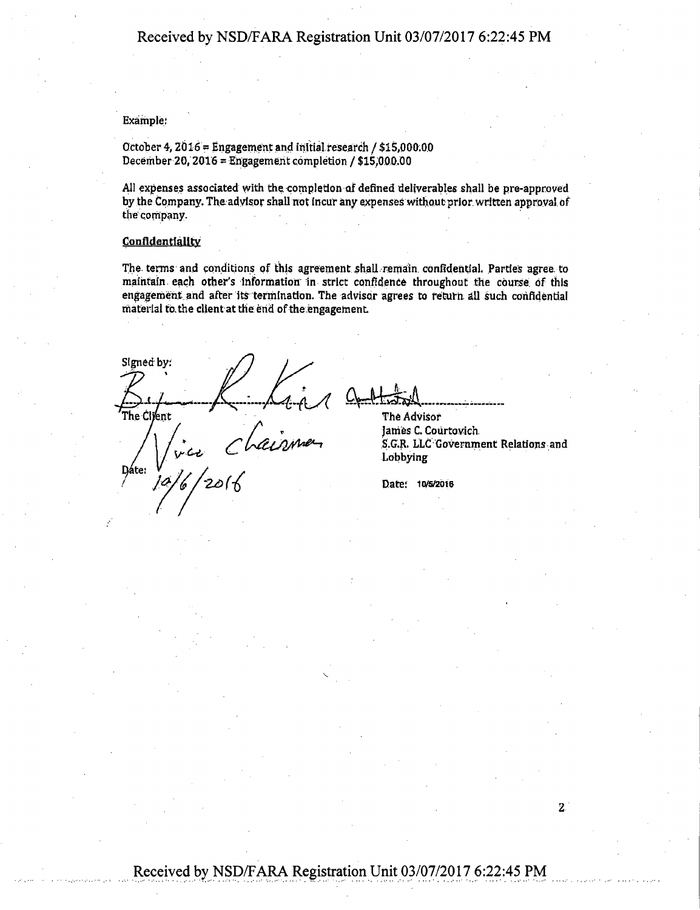Example:

October 4, 2016 = Engagement and initial research / $15,000.00
December 20, 2016 = Engagement completion / $15,000.00

All expenses associated with the completion of defined deliverables shall be pre-approved by the Company. The advisor shall not incur any expenses without prior written approval of the company.

**Confidentiality**

The terms and conditions of this agreement shall remain confidential. Parties agree to maintain each other's information in strict confidence throughout the course of this engagement and after its termination. The advisor agrees to return all such confidential material to the client at the end of the engagement.

Signed by:

The Client
Vice Chairman

Date: 10/6/2016

The Advisor
James C. Courtovich
S.G.R. LLC Government Relations and Lobbying

Date: 10/5/2016